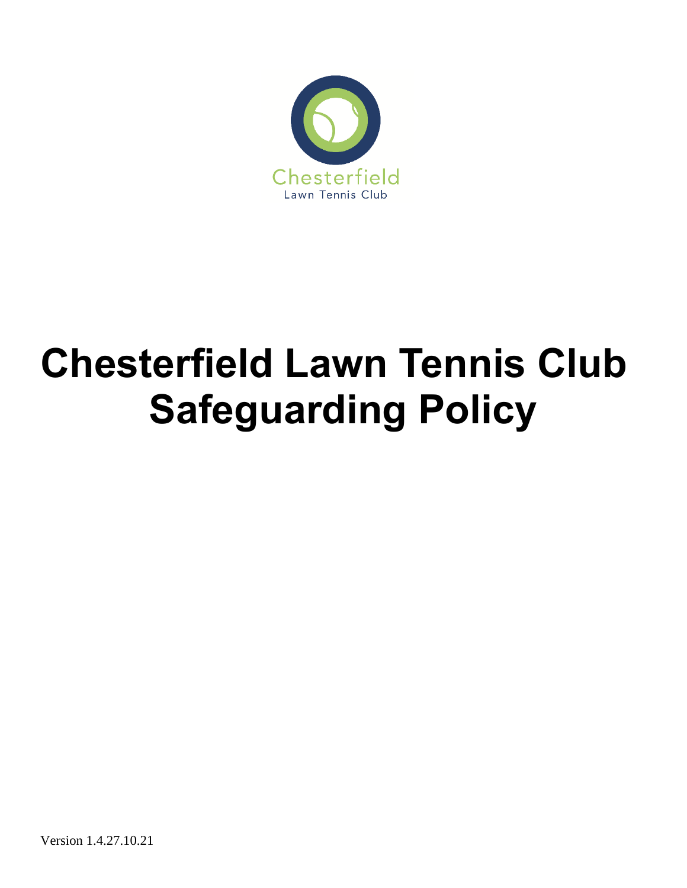Chesterfield
Lawn Tennis Club

# Chesterfield Lawn Tennis Club Safeguarding Policy

Version 1.4.27.10.21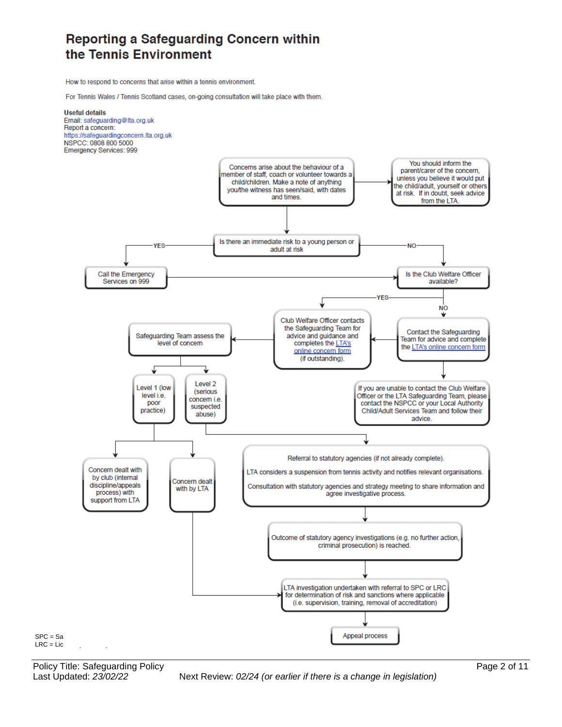# Reporting a Safeguarding Concern within the Tennis Environment

How to respond to concerns that arise within a tennis environment.

For Tennis Wales / Tennis Scotland cases, on-going consultation will take place with them.

**Useful details**
Email: safeguarding@lta.org.uk
Report a concern:
https://safeguardingconcern.lta.org.uk
NSPCC: 0808 800 5000
Emergency Services: 999

Concerns arise about the behaviour of a member of staff, coach or volunteer towards a child/children. Make a note of anything you/the witness has seen/said, with dates and times.

→ You should inform the parent/carer of the concern, unless you believe it would put the child/adult, yourself or others at risk. If in doubt, seek advice from the LTA.

Is there an immediate risk to a young person or adult at risk

- YES → Call the Emergency Services on 999 → Is the Club Welfare Officer available?
- NO → Is the Club Welfare Officer available?

Is the Club Welfare Officer available?

- YES → Club Welfare Officer contacts the Safeguarding Team for advice and guidance and completes the LTA's online concern form (if outstanding).
- NO → Contact the Safeguarding Team for advice and complete the LTA's online concern form → Club Welfare Officer contacts the Safeguarding Team for advice and guidance and completes the LTA's online concern form (if outstanding).
  - If you are unable to contact the Club Welfare Officer or the LTA Safeguarding Team, please contact the NSPCC or your Local Authority Child/Adult Services Team and follow their advice.

Safeguarding Team assess the level of concern

- Level 1 (low level i.e. poor practice)
  - Concern dealt with by club (internal discipline/appeals process) with support from LTA
  - Concern dealt with by LTA → LTA investigation undertaken with referral to SPC or LRC for determination of risk and sanctions where applicable (i.e. supervision, training, removal of accreditation)
- Level 2 (serious concern i.e. suspected abuse)
  - Referral to statutory agencies (if not already complete).
    LTA considers a suspension from tennis activity and notifies relevant organisations.
    Consultation with statutory agencies and strategy meeting to share information and agree investigative process.
  - → Outcome of statutory agency investigations (e.g. no further action, criminal prosecution) is reached.
  - → LTA investigation undertaken with referral to SPC or LRC for determination of risk and sanctions where applicable (i.e. supervision, training, removal of accreditation)
  - → Appeal process

SPC = Sa
LRC = Lic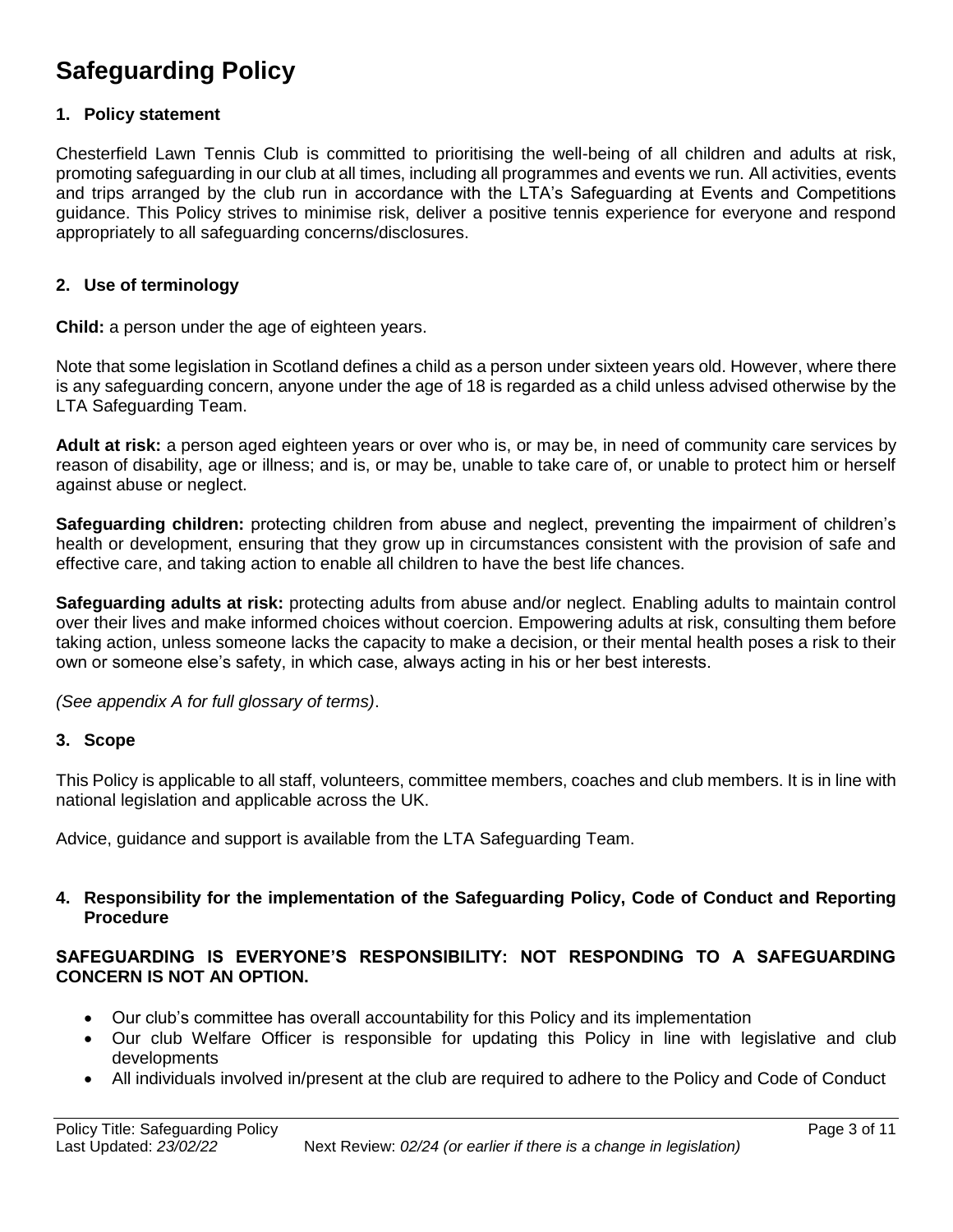# Safeguarding Policy

### 1. Policy statement

Chesterfield Lawn Tennis Club is committed to prioritising the well-being of all children and adults at risk, promoting safeguarding in our club at all times, including all programmes and events we run. All activities, events and trips arranged by the club run in accordance with the LTA's Safeguarding at Events and Competitions guidance. This Policy strives to minimise risk, deliver a positive tennis experience for everyone and respond appropriately to all safeguarding concerns/disclosures.

### 2. Use of terminology

**Child:** a person under the age of eighteen years.

Note that some legislation in Scotland defines a child as a person under sixteen years old. However, where there is any safeguarding concern, anyone under the age of 18 is regarded as a child unless advised otherwise by the LTA Safeguarding Team.

**Adult at risk:** a person aged eighteen years or over who is, or may be, in need of community care services by reason of disability, age or illness; and is, or may be, unable to take care of, or unable to protect him or herself against abuse or neglect.

**Safeguarding children:** protecting children from abuse and neglect, preventing the impairment of children's health or development, ensuring that they grow up in circumstances consistent with the provision of safe and effective care, and taking action to enable all children to have the best life chances.

**Safeguarding adults at risk:** protecting adults from abuse and/or neglect. Enabling adults to maintain control over their lives and make informed choices without coercion. Empowering adults at risk, consulting them before taking action, unless someone lacks the capacity to make a decision, or their mental health poses a risk to their own or someone else's safety, in which case, always acting in his or her best interests.

*(See appendix A for full glossary of terms)*.

### 3. Scope

This Policy is applicable to all staff, volunteers, committee members, coaches and club members. It is in line with national legislation and applicable across the UK.

Advice, guidance and support is available from the LTA Safeguarding Team.

### 4. Responsibility for the implementation of the Safeguarding Policy, Code of Conduct and Reporting Procedure

**SAFEGUARDING IS EVERYONE'S RESPONSIBILITY: NOT RESPONDING TO A SAFEGUARDING CONCERN IS NOT AN OPTION.**

- Our club's committee has overall accountability for this Policy and its implementation
- Our club Welfare Officer is responsible for updating this Policy in line with legislative and club developments
- All individuals involved in/present at the club are required to adhere to the Policy and Code of Conduct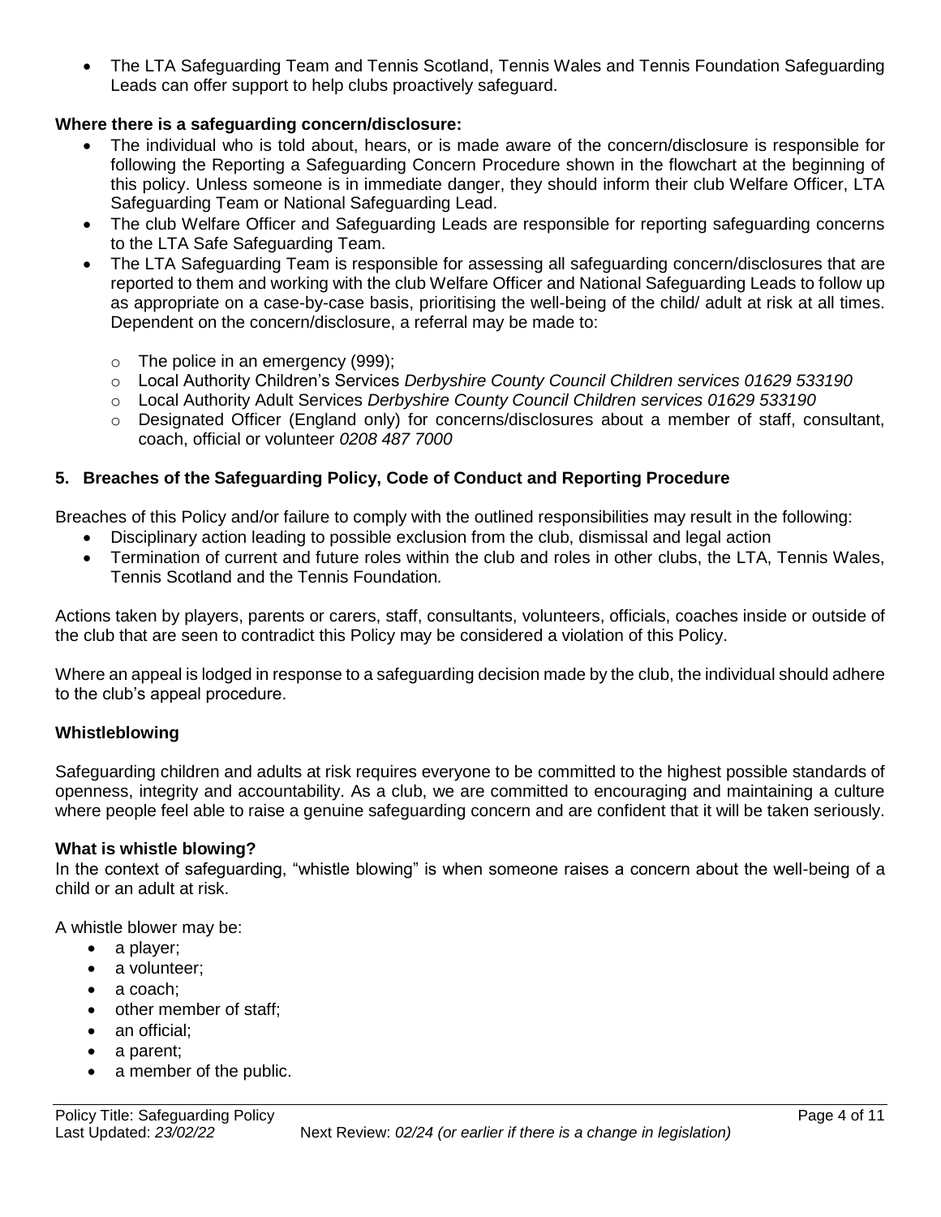- The LTA Safeguarding Team and Tennis Scotland, Tennis Wales and Tennis Foundation Safeguarding Leads can offer support to help clubs proactively safeguard.

**Where there is a safeguarding concern/disclosure:**

- The individual who is told about, hears, or is made aware of the concern/disclosure is responsible for following the Reporting a Safeguarding Concern Procedure shown in the flowchart at the beginning of this policy. Unless someone is in immediate danger, they should inform their club Welfare Officer, LTA Safeguarding Team or National Safeguarding Lead.
- The club Welfare Officer and Safeguarding Leads are responsible for reporting safeguarding concerns to the LTA Safe Safeguarding Team.
- The LTA Safeguarding Team is responsible for assessing all safeguarding concern/disclosures that are reported to them and working with the club Welfare Officer and National Safeguarding Leads to follow up as appropriate on a case-by-case basis, prioritising the well-being of the child/ adult at risk at all times. Dependent on the concern/disclosure, a referral may be made to:
  - The police in an emergency (999);
  - Local Authority Children's Services *Derbyshire County Council Children services 01629 533190*
  - Local Authority Adult Services *Derbyshire County Council Children services 01629 533190*
  - Designated Officer (England only) for concerns/disclosures about a member of staff, consultant, coach, official or volunteer *0208 487 7000*

## 5. Breaches of the Safeguarding Policy, Code of Conduct and Reporting Procedure

Breaches of this Policy and/or failure to comply with the outlined responsibilities may result in the following:

- Disciplinary action leading to possible exclusion from the club, dismissal and legal action
- Termination of current and future roles within the club and roles in other clubs, the LTA, Tennis Wales, Tennis Scotland and the Tennis Foundation*.*

Actions taken by players, parents or carers, staff, consultants, volunteers, officials, coaches inside or outside of the club that are seen to contradict this Policy may be considered a violation of this Policy.

Where an appeal is lodged in response to a safeguarding decision made by the club, the individual should adhere to the club's appeal procedure.

### Whistleblowing

Safeguarding children and adults at risk requires everyone to be committed to the highest possible standards of openness, integrity and accountability. As a club, we are committed to encouraging and maintaining a culture where people feel able to raise a genuine safeguarding concern and are confident that it will be taken seriously.

**What is whistle blowing?**

In the context of safeguarding, "whistle blowing" is when someone raises a concern about the well-being of a child or an adult at risk.

A whistle blower may be:

- a player;
- a volunteer;
- a coach;
- other member of staff;
- an official;
- a parent;
- a member of the public.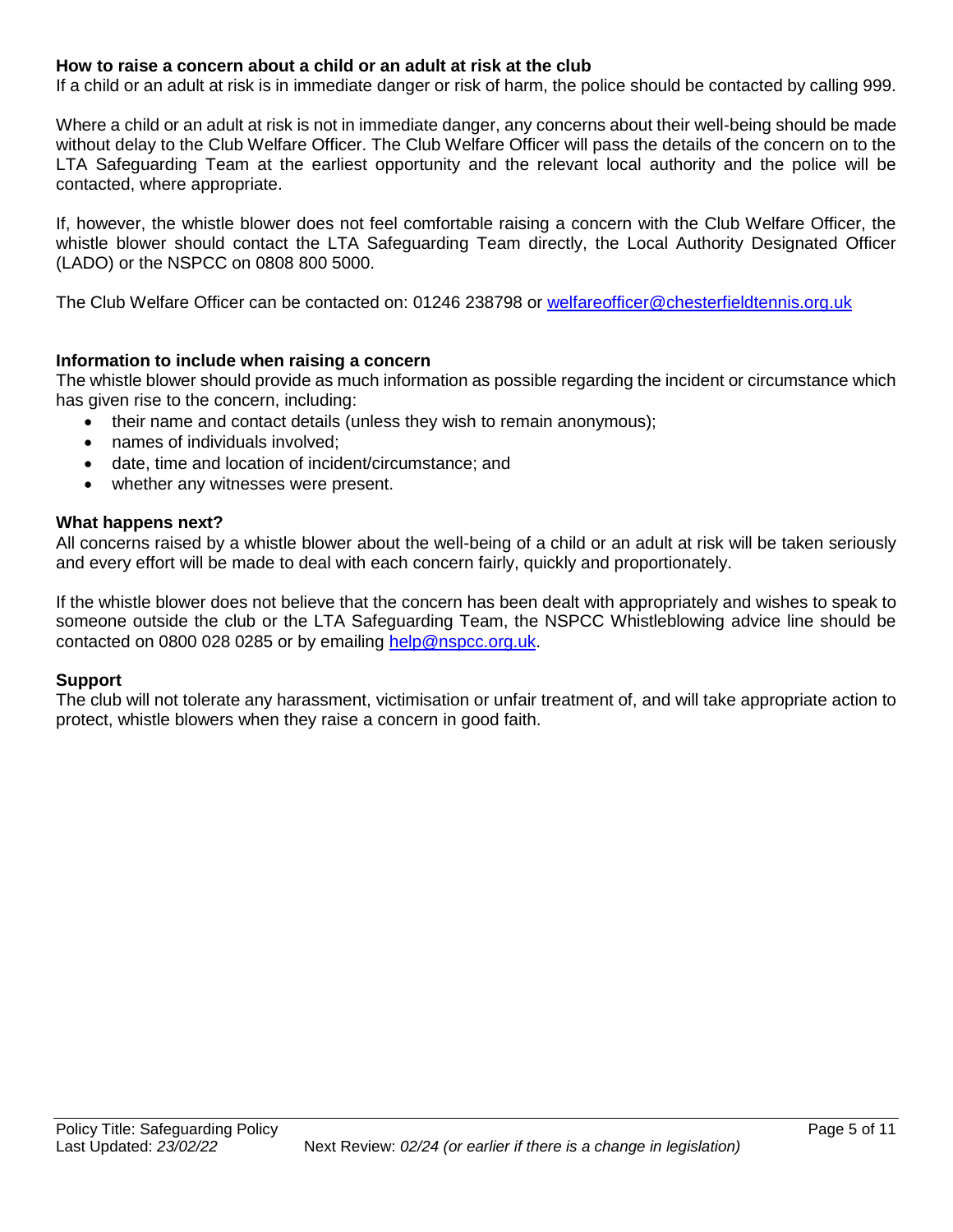**How to raise a concern about a child or an adult at risk at the club**

If a child or an adult at risk is in immediate danger or risk of harm, the police should be contacted by calling 999.

Where a child or an adult at risk is not in immediate danger, any concerns about their well-being should be made without delay to the Club Welfare Officer. The Club Welfare Officer will pass the details of the concern on to the LTA Safeguarding Team at the earliest opportunity and the relevant local authority and the police will be contacted, where appropriate.

If, however, the whistle blower does not feel comfortable raising a concern with the Club Welfare Officer, the whistle blower should contact the LTA Safeguarding Team directly, the Local Authority Designated Officer (LADO) or the NSPCC on 0808 800 5000.

The Club Welfare Officer can be contacted on: 01246 238798 or welfareofficer@chesterfieldtennis.org.uk

**Information to include when raising a concern**

The whistle blower should provide as much information as possible regarding the incident or circumstance which has given rise to the concern, including:

- their name and contact details (unless they wish to remain anonymous);
- names of individuals involved;
- date, time and location of incident/circumstance; and
- whether any witnesses were present.

**What happens next?**

All concerns raised by a whistle blower about the well-being of a child or an adult at risk will be taken seriously and every effort will be made to deal with each concern fairly, quickly and proportionately.

If the whistle blower does not believe that the concern has been dealt with appropriately and wishes to speak to someone outside the club or the LTA Safeguarding Team, the NSPCC Whistleblowing advice line should be contacted on 0800 028 0285 or by emailing help@nspcc.org.uk.

**Support**

The club will not tolerate any harassment, victimisation or unfair treatment of, and will take appropriate action to protect, whistle blowers when they raise a concern in good faith.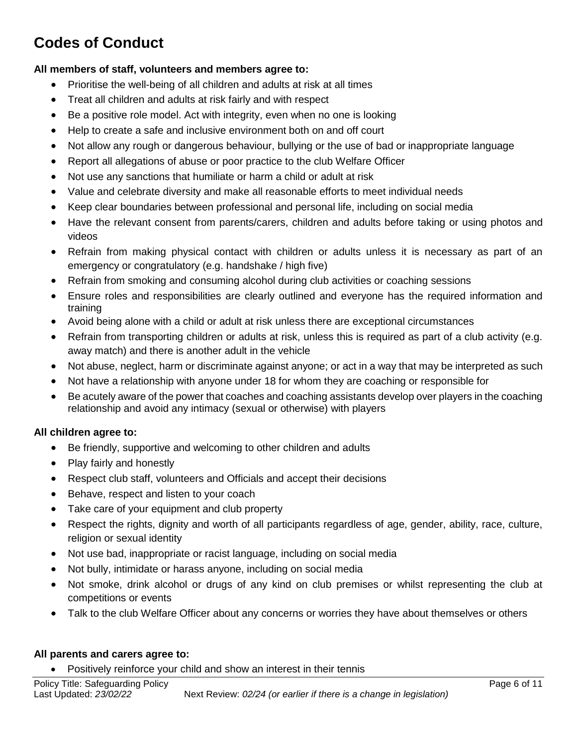# Codes of Conduct

**All members of staff, volunteers and members agree to:**

- Prioritise the well-being of all children and adults at risk at all times
- Treat all children and adults at risk fairly and with respect
- Be a positive role model. Act with integrity, even when no one is looking
- Help to create a safe and inclusive environment both on and off court
- Not allow any rough or dangerous behaviour, bullying or the use of bad or inappropriate language
- Report all allegations of abuse or poor practice to the club Welfare Officer
- Not use any sanctions that humiliate or harm a child or adult at risk
- Value and celebrate diversity and make all reasonable efforts to meet individual needs
- Keep clear boundaries between professional and personal life, including on social media
- Have the relevant consent from parents/carers, children and adults before taking or using photos and videos
- Refrain from making physical contact with children or adults unless it is necessary as part of an emergency or congratulatory (e.g. handshake / high five)
- Refrain from smoking and consuming alcohol during club activities or coaching sessions
- Ensure roles and responsibilities are clearly outlined and everyone has the required information and training
- Avoid being alone with a child or adult at risk unless there are exceptional circumstances
- Refrain from transporting children or adults at risk, unless this is required as part of a club activity (e.g. away match) and there is another adult in the vehicle
- Not abuse, neglect, harm or discriminate against anyone; or act in a way that may be interpreted as such
- Not have a relationship with anyone under 18 for whom they are coaching or responsible for
- Be acutely aware of the power that coaches and coaching assistants develop over players in the coaching relationship and avoid any intimacy (sexual or otherwise) with players

**All children agree to:**

- Be friendly, supportive and welcoming to other children and adults
- Play fairly and honestly
- Respect club staff, volunteers and Officials and accept their decisions
- Behave, respect and listen to your coach
- Take care of your equipment and club property
- Respect the rights, dignity and worth of all participants regardless of age, gender, ability, race, culture, religion or sexual identity
- Not use bad, inappropriate or racist language, including on social media
- Not bully, intimidate or harass anyone, including on social media
- Not smoke, drink alcohol or drugs of any kind on club premises or whilst representing the club at competitions or events
- Talk to the club Welfare Officer about any concerns or worries they have about themselves or others

**All parents and carers agree to:**

- Positively reinforce your child and show an interest in their tennis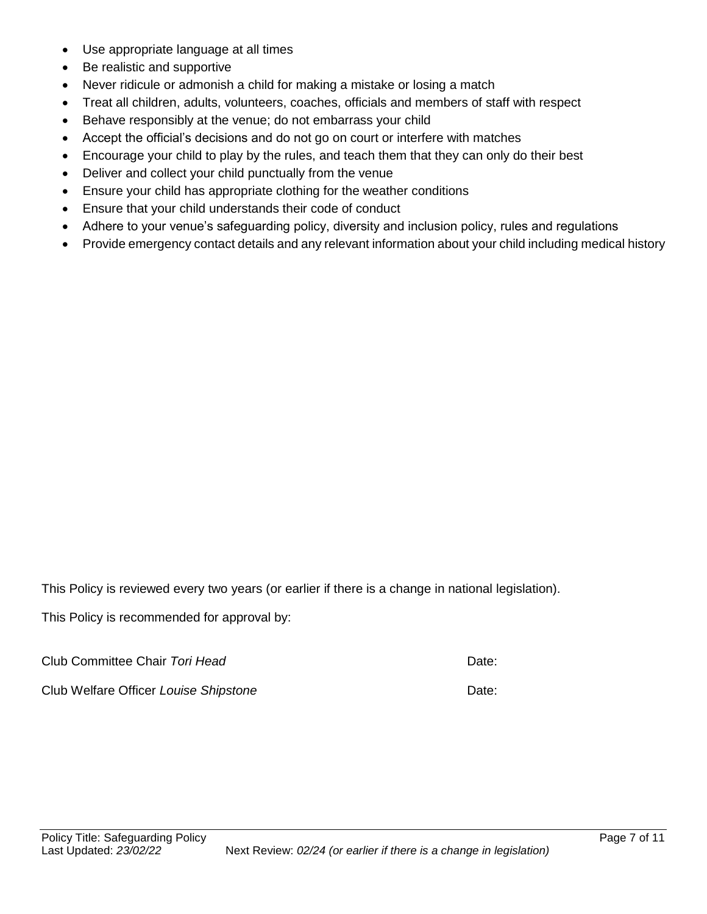- Use appropriate language at all times
- Be realistic and supportive
- Never ridicule or admonish a child for making a mistake or losing a match
- Treat all children, adults, volunteers, coaches, officials and members of staff with respect
- Behave responsibly at the venue; do not embarrass your child
- Accept the official's decisions and do not go on court or interfere with matches
- Encourage your child to play by the rules, and teach them that they can only do their best
- Deliver and collect your child punctually from the venue
- Ensure your child has appropriate clothing for the weather conditions
- Ensure that your child understands their code of conduct
- Adhere to your venue's safeguarding policy, diversity and inclusion policy, rules and regulations
- Provide emergency contact details and any relevant information about your child including medical history

This Policy is reviewed every two years (or earlier if there is a change in national legislation).

This Policy is recommended for approval by:

Club Committee Chair *Tori Head* Date:

Club Welfare Officer *Louise Shipstone* Date: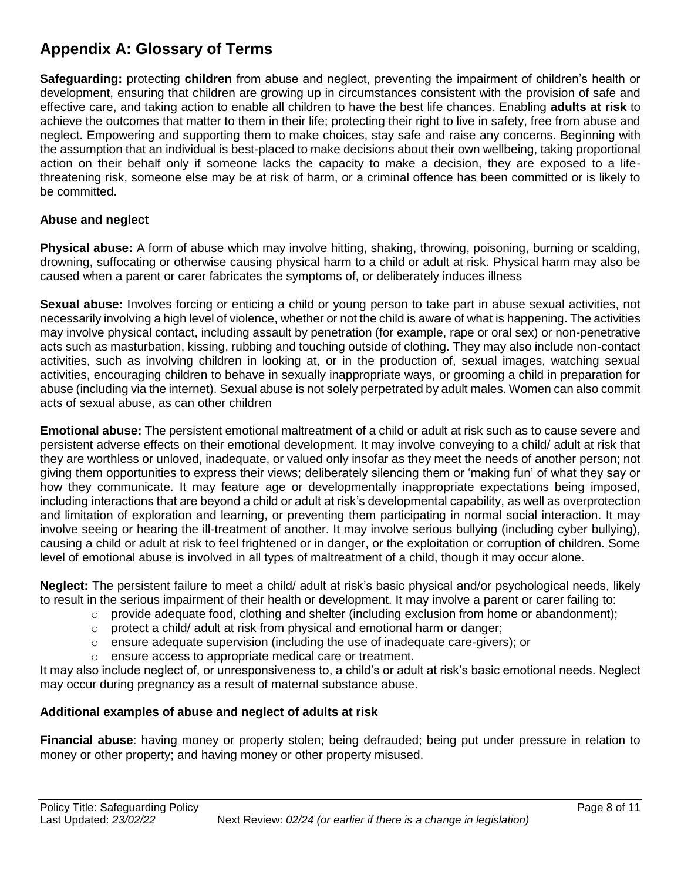## Appendix A: Glossary of Terms

**Safeguarding:** protecting **children** from abuse and neglect, preventing the impairment of children's health or development, ensuring that children are growing up in circumstances consistent with the provision of safe and effective care, and taking action to enable all children to have the best life chances. Enabling **adults at risk** to achieve the outcomes that matter to them in their life; protecting their right to live in safety, free from abuse and neglect. Empowering and supporting them to make choices, stay safe and raise any concerns. Beginning with the assumption that an individual is best-placed to make decisions about their own wellbeing, taking proportional action on their behalf only if someone lacks the capacity to make a decision, they are exposed to a life-threatening risk, someone else may be at risk of harm, or a criminal offence has been committed or is likely to be committed.

### Abuse and neglect

**Physical abuse:** A form of abuse which may involve hitting, shaking, throwing, poisoning, burning or scalding, drowning, suffocating or otherwise causing physical harm to a child or adult at risk. Physical harm may also be caused when a parent or carer fabricates the symptoms of, or deliberately induces illness

**Sexual abuse:** Involves forcing or enticing a child or young person to take part in abuse sexual activities, not necessarily involving a high level of violence, whether or not the child is aware of what is happening. The activities may involve physical contact, including assault by penetration (for example, rape or oral sex) or non-penetrative acts such as masturbation, kissing, rubbing and touching outside of clothing. They may also include non-contact activities, such as involving children in looking at, or in the production of, sexual images, watching sexual activities, encouraging children to behave in sexually inappropriate ways, or grooming a child in preparation for abuse (including via the internet). Sexual abuse is not solely perpetrated by adult males. Women can also commit acts of sexual abuse, as can other children

**Emotional abuse:** The persistent emotional maltreatment of a child or adult at risk such as to cause severe and persistent adverse effects on their emotional development. It may involve conveying to a child/ adult at risk that they are worthless or unloved, inadequate, or valued only insofar as they meet the needs of another person; not giving them opportunities to express their views; deliberately silencing them or 'making fun' of what they say or how they communicate. It may feature age or developmentally inappropriate expectations being imposed, including interactions that are beyond a child or adult at risk's developmental capability, as well as overprotection and limitation of exploration and learning, or preventing them participating in normal social interaction. It may involve seeing or hearing the ill-treatment of another. It may involve serious bullying (including cyber bullying), causing a child or adult at risk to feel frightened or in danger, or the exploitation or corruption of children. Some level of emotional abuse is involved in all types of maltreatment of a child, though it may occur alone.

**Neglect:** The persistent failure to meet a child/ adult at risk's basic physical and/or psychological needs, likely to result in the serious impairment of their health or development. It may involve a parent or carer failing to:

- provide adequate food, clothing and shelter (including exclusion from home or abandonment);
- protect a child/ adult at risk from physical and emotional harm or danger;
- ensure adequate supervision (including the use of inadequate care-givers); or
- ensure access to appropriate medical care or treatment.

It may also include neglect of, or unresponsiveness to, a child's or adult at risk's basic emotional needs. Neglect may occur during pregnancy as a result of maternal substance abuse.

### Additional examples of abuse and neglect of adults at risk

**Financial abuse**: having money or property stolen; being defrauded; being put under pressure in relation to money or other property; and having money or other property misused.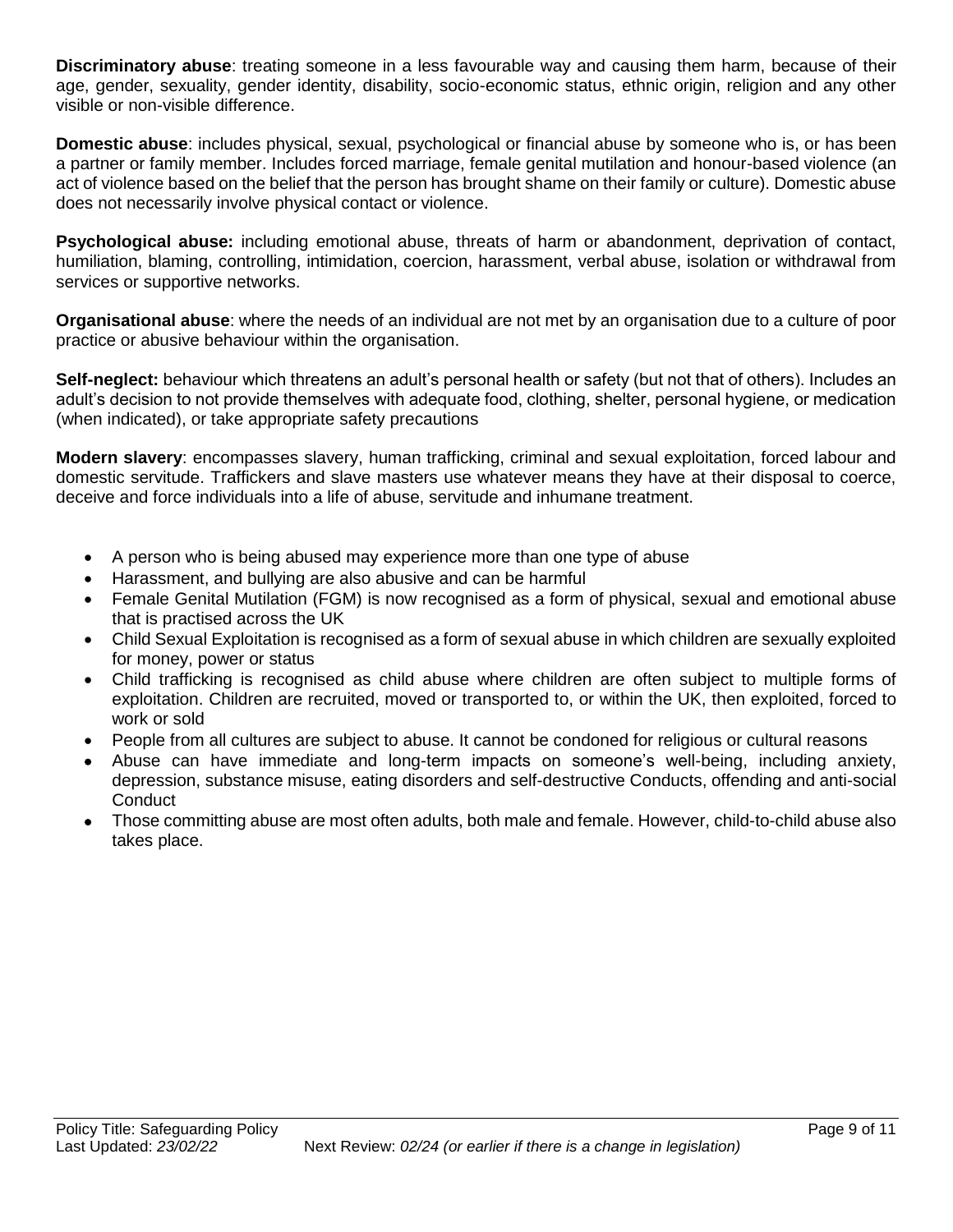**Discriminatory abuse**: treating someone in a less favourable way and causing them harm, because of their age, gender, sexuality, gender identity, disability, socio-economic status, ethnic origin, religion and any other visible or non-visible difference.

**Domestic abuse**: includes physical, sexual, psychological or financial abuse by someone who is, or has been a partner or family member. Includes forced marriage, female genital mutilation and honour-based violence (an act of violence based on the belief that the person has brought shame on their family or culture). Domestic abuse does not necessarily involve physical contact or violence.

**Psychological abuse:** including emotional abuse, threats of harm or abandonment, deprivation of contact, humiliation, blaming, controlling, intimidation, coercion, harassment, verbal abuse, isolation or withdrawal from services or supportive networks.

**Organisational abuse**: where the needs of an individual are not met by an organisation due to a culture of poor practice or abusive behaviour within the organisation.

**Self-neglect:** behaviour which threatens an adult's personal health or safety (but not that of others). Includes an adult's decision to not provide themselves with adequate food, clothing, shelter, personal hygiene, or medication (when indicated), or take appropriate safety precautions

**Modern slavery**: encompasses slavery, human trafficking, criminal and sexual exploitation, forced labour and domestic servitude. Traffickers and slave masters use whatever means they have at their disposal to coerce, deceive and force individuals into a life of abuse, servitude and inhumane treatment.

- A person who is being abused may experience more than one type of abuse
- Harassment, and bullying are also abusive and can be harmful
- Female Genital Mutilation (FGM) is now recognised as a form of physical, sexual and emotional abuse that is practised across the UK
- Child Sexual Exploitation is recognised as a form of sexual abuse in which children are sexually exploited for money, power or status
- Child trafficking is recognised as child abuse where children are often subject to multiple forms of exploitation. Children are recruited, moved or transported to, or within the UK, then exploited, forced to work or sold
- People from all cultures are subject to abuse. It cannot be condoned for religious or cultural reasons
- Abuse can have immediate and long-term impacts on someone's well-being, including anxiety, depression, substance misuse, eating disorders and self-destructive Conducts, offending and anti-social Conduct
- Those committing abuse are most often adults, both male and female. However, child-to-child abuse also takes place.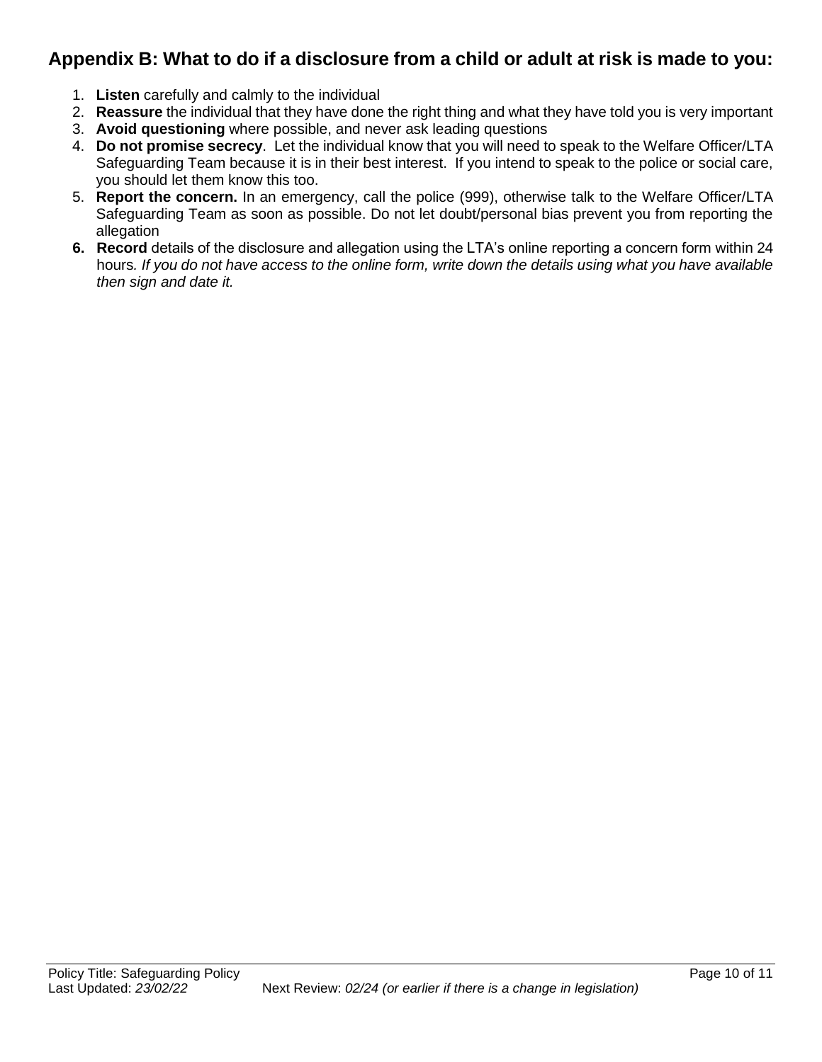## Appendix B: What to do if a disclosure from a child or adult at risk is made to you:

1. **Listen** carefully and calmly to the individual
2. **Reassure** the individual that they have done the right thing and what they have told you is very important
3. **Avoid questioning** where possible, and never ask leading questions
4. **Do not promise secrecy**. Let the individual know that you will need to speak to the Welfare Officer/LTA Safeguarding Team because it is in their best interest. If you intend to speak to the police or social care, you should let them know this too.
5. **Report the concern.** In an emergency, call the police (999), otherwise talk to the Welfare Officer/LTA Safeguarding Team as soon as possible. Do not let doubt/personal bias prevent you from reporting the allegation
6. **Record** details of the disclosure and allegation using the LTA's online reporting a concern form within 24 hours. *If you do not have access to the online form, write down the details using what you have available then sign and date it.*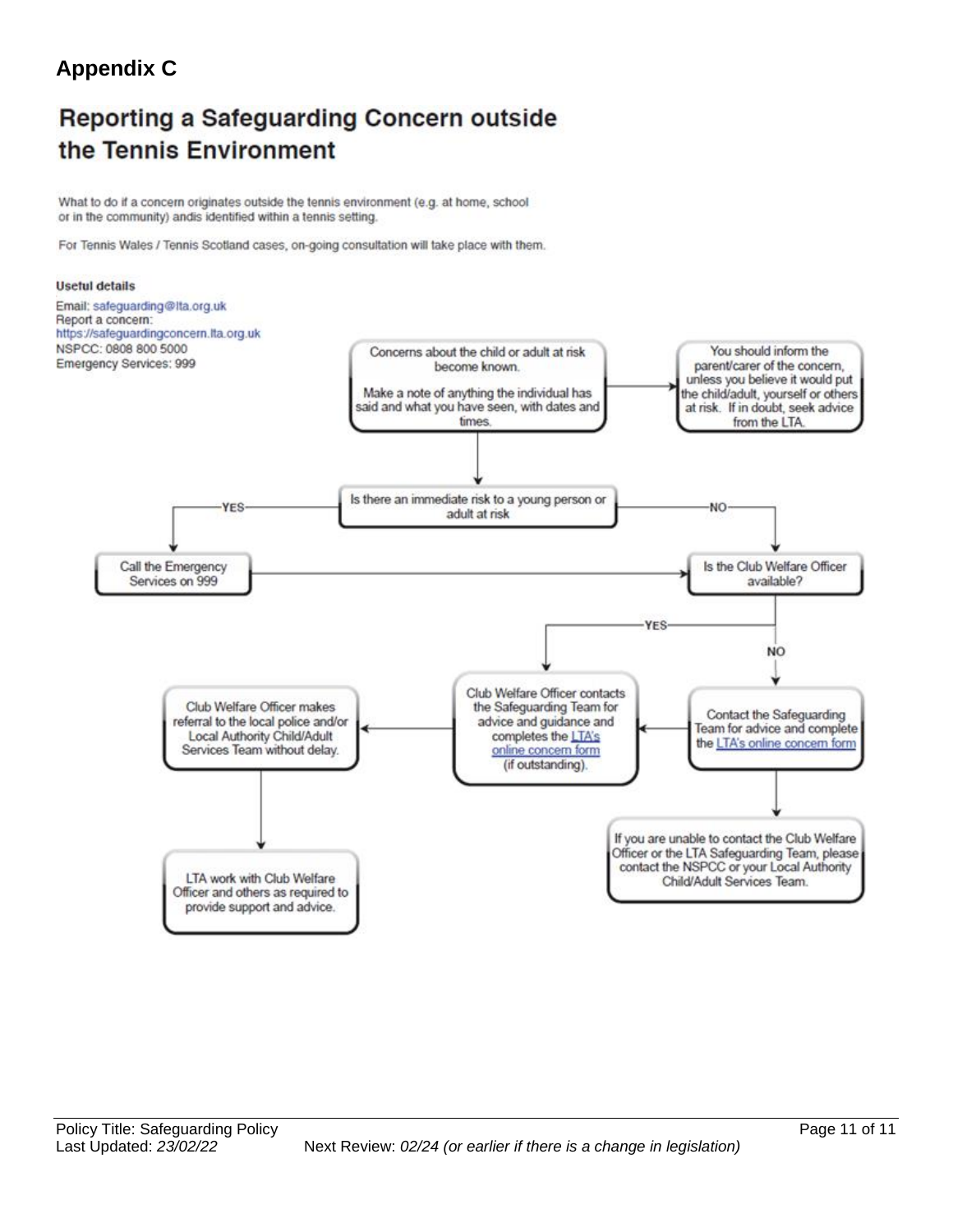## Appendix C

# Reporting a Safeguarding Concern outside the Tennis Environment

What to do if a concern originates outside the tennis environment (e.g. at home, school or in the community) andis identified within a tennis setting.

For Tennis Wales / Tennis Scotland cases, on-going consultation will take place with them.

**Useful details**

Email: safeguarding@lta.org.uk
Report a concern:
https://safeguardingconcern.lta.org.uk
NSPCC: 0808 800 5000
Emergency Services: 999

Concerns about the child or adult at risk become known.

Make a note of anything the individual has said and what you have seen, with dates and times.

You should inform the parent/carer of the concern, unless you believe it would put the child/adult, yourself or others at risk. If in doubt, seek advice from the LTA.

Is there an immediate risk to a young person or adult at risk

YES

Call the Emergency Services on 999

NO

Is the Club Welfare Officer available?

YES

Club Welfare Officer contacts the Safeguarding Team for advice and guidance and completes the LTA's online concern form (if outstanding).

NO

Contact the Safeguarding Team for advice and complete the LTA's online concern form

Club Welfare Officer makes referral to the local police and/or Local Authority Child/Adult Services Team without delay.

LTA work with Club Welfare Officer and others as required to provide support and advice.

If you are unable to contact the Club Welfare Officer or the LTA Safeguarding Team, please contact the NSPCC or your Local Authority Child/Adult Services Team.